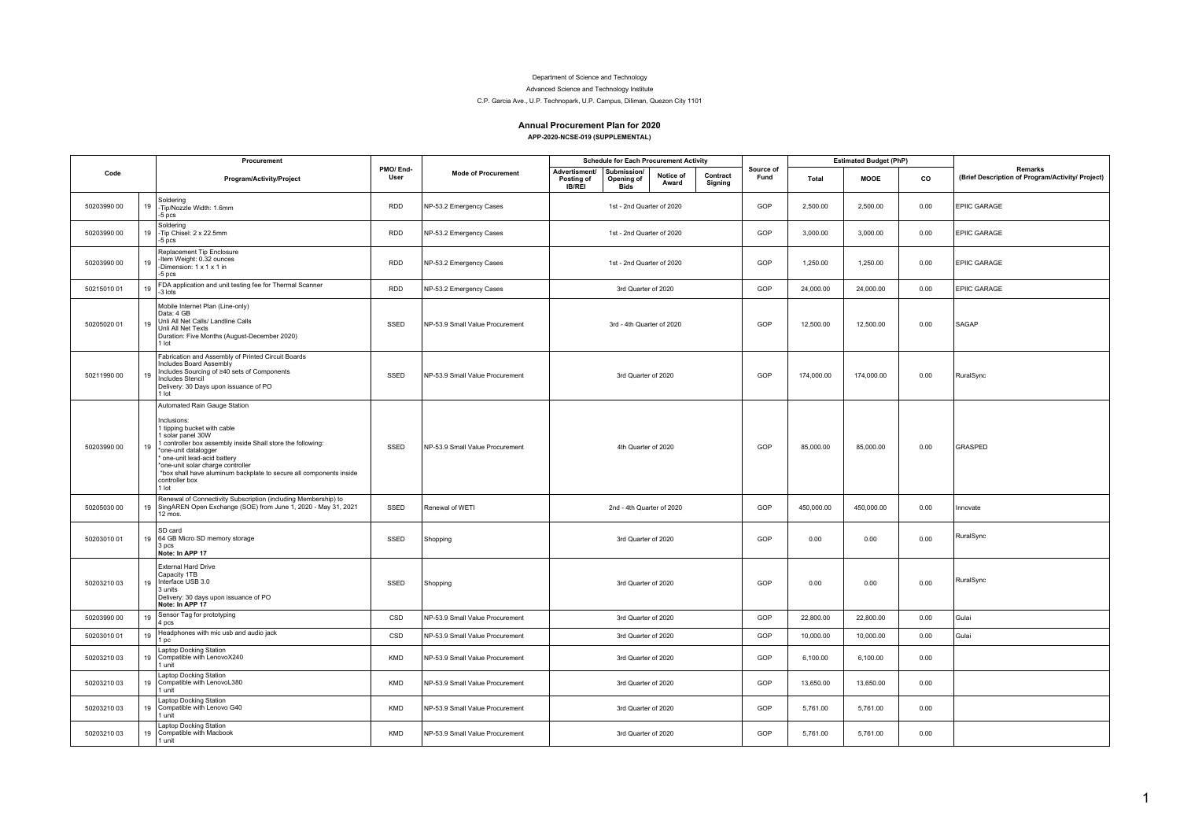Department of Science and Technology

Advanced Science and Technology Institute

C.P. Garcia Ave., U.P. Technopark, U.P. Campus, Diliman, Quezon City 1101

# Annual Procurement Plan for 2020

**APP-2020-NCSE-019 (SUPPLEMENTAL)**

| Code | | Procurement | PMO/ End-User | Mode of Procurement | Schedule for Each Procurement Activity | | | | Source of Fund | Estimated Budget (PhP) | | | Remarks |
|---|---|---|---|---|---|---|---|---|---|---|---|---|---|
| | | Program/Activity/Project | | | Advertisment/ Posting of IB/REI | Submission/ Opening of Bids | Notice of Award | Contract Signing | | Total | MOOE | CO | (Brief Description of Program/Activity/ Project) |
| 50203990 00 | 19 | Soldering<br>-Tip/Nozzle Width: 1.6mm<br>-5 pcs | RDD | NP-53.2 Emergency Cases | 1st - 2nd Quarter of 2020 | | | | GOP | 2,500.00 | 2,500.00 | 0.00 | EPIIC GARAGE |
| 50203990 00 | 19 | Soldering<br>-Tip Chisel: 2 x 22.5mm<br>-5 pcs | RDD | NP-53.2 Emergency Cases | 1st - 2nd Quarter of 2020 | | | | GOP | 3,000.00 | 3,000.00 | 0.00 | EPIIC GARAGE |
| 50203990 00 | 19 | Replacement Tip Enclosure<br>-Item Weight: 0.32 ounces<br>-Dimension: 1 x 1 x 1 in<br>-5 pcs | RDD | NP-53.2 Emergency Cases | 1st - 2nd Quarter of 2020 | | | | GOP | 1,250.00 | 1,250.00 | 0.00 | EPIIC GARAGE |
| 50215010 01 | 19 | FDA application and unit testing fee for Thermal Scanner<br>-3 lots | RDD | NP-53.2 Emergency Cases | 3rd Quarter of 2020 | | | | GOP | 24,000.00 | 24,000.00 | 0.00 | EPIIC GARAGE |
| 50205020 01 | 19 | Mobile Internet Plan (Line-only)<br>Data: 4 GB<br>Unli All Net Calls/ Landline Calls<br>Unli All Net Texts<br>Duration: Five Months (August-December 2020)<br>1 lot | SSED | NP-53.9 Small Value Procurement | 3rd - 4th Quarter of 2020 | | | | GOP | 12,500.00 | 12,500.00 | 0.00 | SAGAP |
| 50211990 00 | 19 | Fabrication and Assembly of Printed Circuit Boards<br>Includes Board Assembly<br>Includes Sourcing of ≥40 sets of Components<br>Includes Stencil<br>Delivery: 30 Days upon issuance of PO<br>1 lot | SSED | NP-53.9 Small Value Procurement | 3rd Quarter of 2020 | | | | GOP | 174,000.00 | 174,000.00 | 0.00 | RuralSync |
| 50203990 00 | 19 | Automated Rain Gauge Station<br><br>Inclusions:<br>1 tipping bucket with cable<br>1 solar panel 30W<br>1 controller box assembly inside Shall store the following:<br>*one-unit datalogger<br>* one-unit lead-acid battery<br>*one-unit solar charge controller<br>*box shall have aluminum backplate to secure all components inside controller box<br>1 lot | SSED | NP-53.9 Small Value Procurement | 4th Quarter of 2020 | | | | GOP | 85,000.00 | 85,000.00 | 0.00 | GRASPED |
| 50205030 00 | 19 | Renewal of Connectivity Subscription (including Membership) to SingAREN Open Exchange (SOE) from June 1, 2020 - May 31, 2021<br>12 mos. | SSED | Renewal of WETI | 2nd - 4th Quarter of 2020 | | | | GOP | 450,000.00 | 450,000.00 | 0.00 | Innovate |
| 50203010 01 | 19 | SD card<br>64 GB Micro SD memory storage<br>3 pcs<br>**Note: In APP 17** | SSED | Shopping | 3rd Quarter of 2020 | | | | GOP | 0.00 | 0.00 | 0.00 | RuralSync |
| 50203210 03 | 19 | External Hard Drive<br>Capacity 1TB<br>Interface USB 3.0<br>3 units<br>Delivery: 30 days upon issuance of PO<br>**Note: In APP 17** | SSED | Shopping | 3rd Quarter of 2020 | | | | GOP | 0.00 | 0.00 | 0.00 | RuralSync |
| 50203990 00 | 19 | Sensor Tag for prototyping<br>4 pcs | CSD | NP-53.9 Small Value Procurement | 3rd Quarter of 2020 | | | | GOP | 22,800.00 | 22,800.00 | 0.00 | Gulai |
| 50203010 01 | 19 | Headphones with mic usb and audio jack<br>1 pc | CSD | NP-53.9 Small Value Procurement | 3rd Quarter of 2020 | | | | GOP | 10,000.00 | 10,000.00 | 0.00 | Gulai |
| 50203210 03 | 19 | Laptop Docking Station<br>Compatible with LenovoX240<br>1 unit | KMD | NP-53.9 Small Value Procurement | 3rd Quarter of 2020 | | | | GOP | 6,100.00 | 6,100.00 | 0.00 | |
| 50203210 03 | 19 | Laptop Docking Station<br>Compatible with LenovoL380<br>1 unit | KMD | NP-53.9 Small Value Procurement | 3rd Quarter of 2020 | | | | GOP | 13,650.00 | 13,650.00 | 0.00 | |
| 50203210 03 | 19 | Laptop Docking Station<br>Compatible with Lenovo G40<br>1 unit | KMD | NP-53.9 Small Value Procurement | 3rd Quarter of 2020 | | | | GOP | 5,761.00 | 5,761.00 | 0.00 | |
| 50203210 03 | 19 | Laptop Docking Station<br>Compatible with Macbook<br>1 unit | KMD | NP-53.9 Small Value Procurement | 3rd Quarter of 2020 | | | | GOP | 5,761.00 | 5,761.00 | 0.00 | |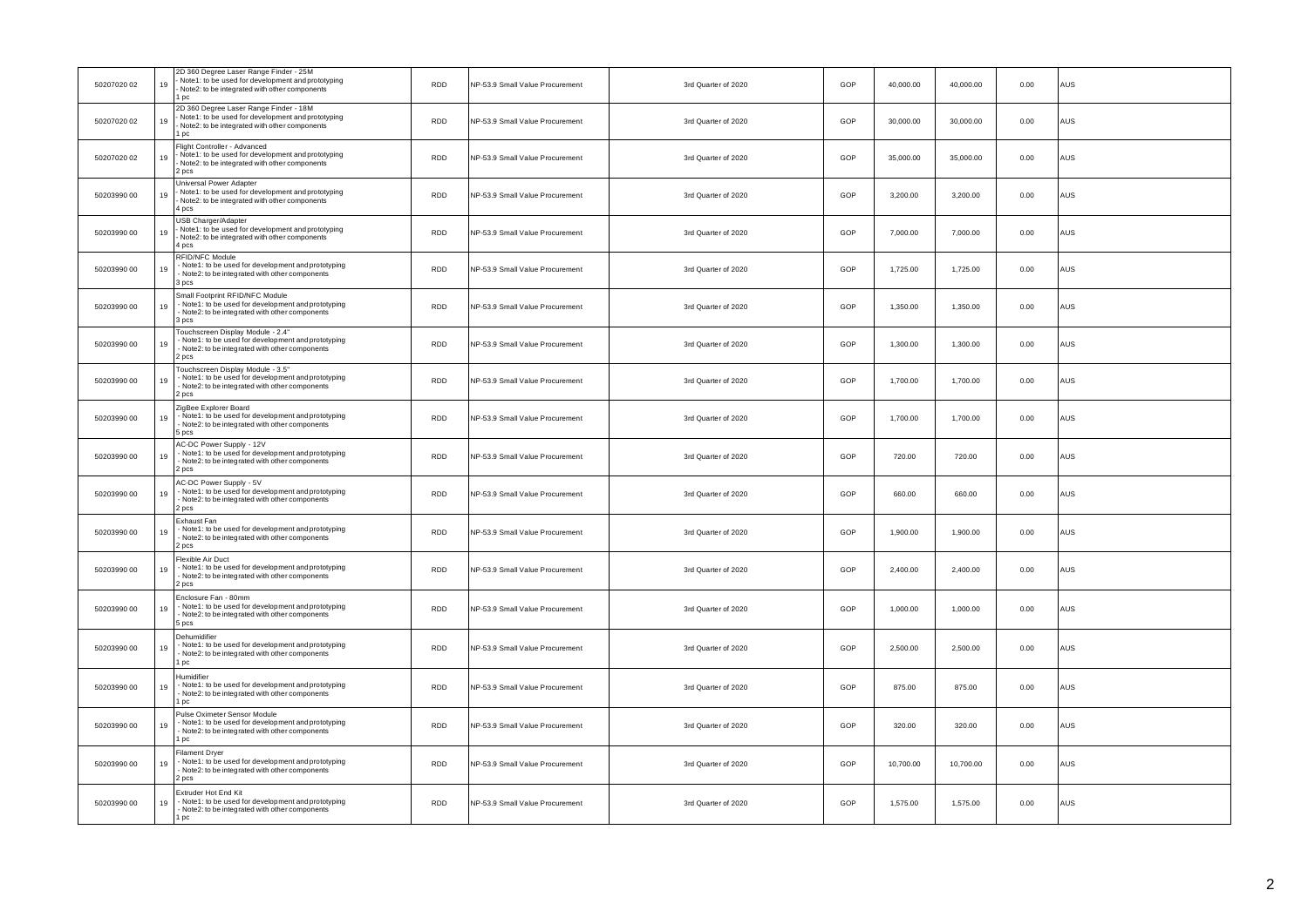| | | | | | | | | | | |
|---|---|---|---|---|---|---|---|---|---|---|
| 50207020 02 | 19 | 2D 360 Degree Laser Range Finder - 25M<br>- Note1: to be used for development and prototyping<br>- Note2: to be integrated with other components<br>1 pc | RDD | NP-53.9 Small Value Procurement | 3rd Quarter of 2020 | GOP | 40,000.00 | 40,000.00 | 0.00 | AUS |
| 50207020 02 | 19 | 2D 360 Degree Laser Range Finder - 18M<br>- Note1: to be used for development and prototyping<br>- Note2: to be integrated with other components<br>1 pc | RDD | NP-53.9 Small Value Procurement | 3rd Quarter of 2020 | GOP | 30,000.00 | 30,000.00 | 0.00 | AUS |
| 50207020 02 | 19 | Flight Controller - Advanced<br>- Note1: to be used for development and prototyping<br>- Note2: to be integrated with other components<br>2 pcs | RDD | NP-53.9 Small Value Procurement | 3rd Quarter of 2020 | GOP | 35,000.00 | 35,000.00 | 0.00 | AUS |
| 50203990 00 | 19 | Universal Power Adapter<br>- Note1: to be used for development and prototyping<br>- Note2: to be integrated with other components<br>4 pcs | RDD | NP-53.9 Small Value Procurement | 3rd Quarter of 2020 | GOP | 3,200.00 | 3,200.00 | 0.00 | AUS |
| 50203990 00 | 19 | USB Charger/Adapter<br>- Note1: to be used for development and prototyping<br>- Note2: to be integrated with other components<br>4 pcs | RDD | NP-53.9 Small Value Procurement | 3rd Quarter of 2020 | GOP | 7,000.00 | 7,000.00 | 0.00 | AUS |
| 50203990 00 | 19 | RFID/NFC Module<br>- Note1: to be used for development and prototyping<br>- Note2: to be integrated with other components<br>3 pcs | RDD | NP-53.9 Small Value Procurement | 3rd Quarter of 2020 | GOP | 1,725.00 | 1,725.00 | 0.00 | AUS |
| 50203990 00 | 19 | Small Footprint RFID/NFC Module<br>- Note1: to be used for development and prototyping<br>- Note2: to be integrated with other components<br>3 pcs | RDD | NP-53.9 Small Value Procurement | 3rd Quarter of 2020 | GOP | 1,350.00 | 1,350.00 | 0.00 | AUS |
| 50203990 00 | 19 | Touchscreen Display Module - 2.4"<br>- Note1: to be used for development and prototyping<br>- Note2: to be integrated with other components<br>2 pcs | RDD | NP-53.9 Small Value Procurement | 3rd Quarter of 2020 | GOP | 1,300.00 | 1,300.00 | 0.00 | AUS |
| 50203990 00 | 19 | Touchscreen Display Module - 3.5"<br>- Note1: to be used for development and prototyping<br>- Note2: to be integrated with other components<br>2 pcs | RDD | NP-53.9 Small Value Procurement | 3rd Quarter of 2020 | GOP | 1,700.00 | 1,700.00 | 0.00 | AUS |
| 50203990 00 | 19 | ZigBee Explorer Board<br>- Note1: to be used for development and prototyping<br>- Note2: to be integrated with other components<br>5 pcs | RDD | NP-53.9 Small Value Procurement | 3rd Quarter of 2020 | GOP | 1,700.00 | 1,700.00 | 0.00 | AUS |
| 50203990 00 | 19 | AC-DC Power Supply - 12V<br>- Note1: to be used for development and prototyping<br>- Note2: to be integrated with other components<br>2 pcs | RDD | NP-53.9 Small Value Procurement | 3rd Quarter of 2020 | GOP | 720.00 | 720.00 | 0.00 | AUS |
| 50203990 00 | 19 | AC-DC Power Supply - 5V<br>- Note1: to be used for development and prototyping<br>- Note2: to be integrated with other components<br>2 pcs | RDD | NP-53.9 Small Value Procurement | 3rd Quarter of 2020 | GOP | 660.00 | 660.00 | 0.00 | AUS |
| 50203990 00 | 19 | Exhaust Fan<br>- Note1: to be used for development and prototyping<br>- Note2: to be integrated with other components<br>2 pcs | RDD | NP-53.9 Small Value Procurement | 3rd Quarter of 2020 | GOP | 1,900.00 | 1,900.00 | 0.00 | AUS |
| 50203990 00 | 19 | Flexible Air Duct<br>- Note1: to be used for development and prototyping<br>- Note2: to be integrated with other components<br>2 pcs | RDD | NP-53.9 Small Value Procurement | 3rd Quarter of 2020 | GOP | 2,400.00 | 2,400.00 | 0.00 | AUS |
| 50203990 00 | 19 | Enclosure Fan - 80mm<br>- Note1: to be used for development and prototyping<br>- Note2: to be integrated with other components<br>5 pcs | RDD | NP-53.9 Small Value Procurement | 3rd Quarter of 2020 | GOP | 1,000.00 | 1,000.00 | 0.00 | AUS |
| 50203990 00 | 19 | Dehumidifier<br>- Note1: to be used for development and prototyping<br>- Note2: to be integrated with other components<br>1 pc | RDD | NP-53.9 Small Value Procurement | 3rd Quarter of 2020 | GOP | 2,500.00 | 2,500.00 | 0.00 | AUS |
| 50203990 00 | 19 | Humidifier<br>- Note1: to be used for development and prototyping<br>- Note2: to be integrated with other components<br>1 pc | RDD | NP-53.9 Small Value Procurement | 3rd Quarter of 2020 | GOP | 875.00 | 875.00 | 0.00 | AUS |
| 50203990 00 | 19 | Pulse Oximeter Sensor Module<br>- Note1: to be used for development and prototyping<br>- Note2: to be integrated with other components<br>1 pc | RDD | NP-53.9 Small Value Procurement | 3rd Quarter of 2020 | GOP | 320.00 | 320.00 | 0.00 | AUS |
| 50203990 00 | 19 | Filament Dryer<br>- Note1: to be used for development and prototyping<br>- Note2: to be integrated with other components<br>2 pcs | RDD | NP-53.9 Small Value Procurement | 3rd Quarter of 2020 | GOP | 10,700.00 | 10,700.00 | 0.00 | AUS |
| 50203990 00 | 19 | Extruder Hot End Kit<br>- Note1: to be used for development and prototyping<br>- Note2: to be integrated with other components<br>1 pc | RDD | NP-53.9 Small Value Procurement | 3rd Quarter of 2020 | GOP | 1,575.00 | 1,575.00 | 0.00 | AUS |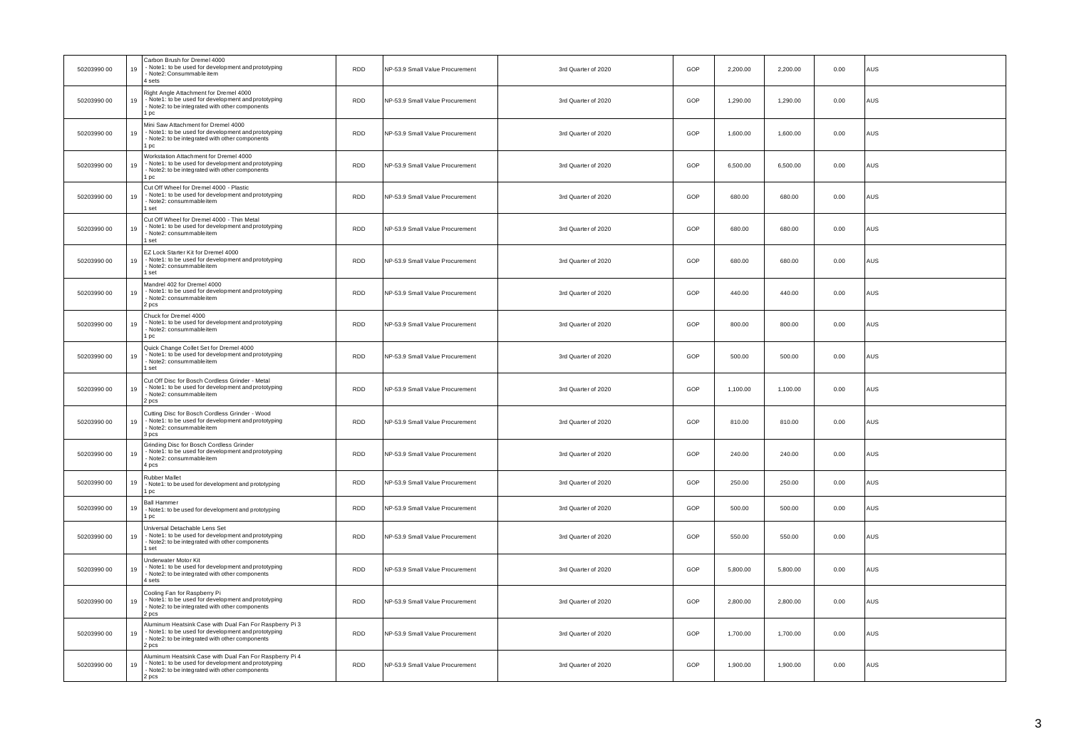| | | | | | | | | | | |
|---|---|---|---|---|---|---|---|---|---|---|
| 50203990 00 | 19 | Carbon Brush for Dremel 4000<br>- Note1: to be used for development and prototyping<br>- Note2: Consummable item<br>4 sets | RDD | NP-53.9 Small Value Procurement | 3rd Quarter of 2020 | GOP | 2,200.00 | 2,200.00 | 0.00 | AUS |
| 50203990 00 | 19 | Right Angle Attachment for Dremel 4000<br>- Note1: to be used for development and prototyping<br>- Note2: to be integrated with other components<br>1 pc | RDD | NP-53.9 Small Value Procurement | 3rd Quarter of 2020 | GOP | 1,290.00 | 1,290.00 | 0.00 | AUS |
| 50203990 00 | 19 | Mini Saw Attachment for Dremel 4000<br>- Note1: to be used for development and prototyping<br>- Note2: to be integrated with other components<br>1 pc | RDD | NP-53.9 Small Value Procurement | 3rd Quarter of 2020 | GOP | 1,600.00 | 1,600.00 | 0.00 | AUS |
| 50203990 00 | 19 | Workstation Attachment for Dremel 4000<br>- Note1: to be used for development and prototyping<br>- Note2: to be integrated with other components<br>1 pc | RDD | NP-53.9 Small Value Procurement | 3rd Quarter of 2020 | GOP | 6,500.00 | 6,500.00 | 0.00 | AUS |
| 50203990 00 | 19 | Cut Off Wheel for Dremel 4000 - Plastic<br>- Note1: to be used for development and prototyping<br>- Note2: consummable item<br>1 set | RDD | NP-53.9 Small Value Procurement | 3rd Quarter of 2020 | GOP | 680.00 | 680.00 | 0.00 | AUS |
| 50203990 00 | 19 | Cut Off Wheel for Dremel 4000 - Thin Metal<br>- Note1: to be used for development and prototyping<br>- Note2: consummable item<br>1 set | RDD | NP-53.9 Small Value Procurement | 3rd Quarter of 2020 | GOP | 680.00 | 680.00 | 0.00 | AUS |
| 50203990 00 | 19 | EZ Lock Starter Kit for Dremel 4000<br>- Note1: to be used for development and prototyping<br>- Note2: consummable item<br>1 set | RDD | NP-53.9 Small Value Procurement | 3rd Quarter of 2020 | GOP | 680.00 | 680.00 | 0.00 | AUS |
| 50203990 00 | 19 | Mandrel 402 for Dremel 4000<br>- Note1: to be used for development and prototyping<br>- Note2: consummable item<br>2 pcs | RDD | NP-53.9 Small Value Procurement | 3rd Quarter of 2020 | GOP | 440.00 | 440.00 | 0.00 | AUS |
| 50203990 00 | 19 | Chuck for Dremel 4000<br>- Note1: to be used for development and prototyping<br>- Note2: consummable item<br>1 pc | RDD | NP-53.9 Small Value Procurement | 3rd Quarter of 2020 | GOP | 800.00 | 800.00 | 0.00 | AUS |
| 50203990 00 | 19 | Quick Change Collet Set for Dremel 4000<br>- Note1: to be used for development and prototyping<br>- Note2: consummable item<br>1 set | RDD | NP-53.9 Small Value Procurement | 3rd Quarter of 2020 | GOP | 500.00 | 500.00 | 0.00 | AUS |
| 50203990 00 | 19 | Cut Off Disc for Bosch Cordless Grinder - Metal<br>- Note1: to be used for development and prototyping<br>- Note2: consummable item<br>2 pcs | RDD | NP-53.9 Small Value Procurement | 3rd Quarter of 2020 | GOP | 1,100.00 | 1,100.00 | 0.00 | AUS |
| 50203990 00 | 19 | Cutting Disc for Bosch Cordless Grinder - Wood<br>- Note1: to be used for development and prototyping<br>- Note2: consummable item<br>3 pcs | RDD | NP-53.9 Small Value Procurement | 3rd Quarter of 2020 | GOP | 810.00 | 810.00 | 0.00 | AUS |
| 50203990 00 | 19 | Grinding Disc for Bosch Cordless Grinder<br>- Note1: to be used for development and prototyping<br>- Note2: consummable item<br>4 pcs | RDD | NP-53.9 Small Value Procurement | 3rd Quarter of 2020 | GOP | 240.00 | 240.00 | 0.00 | AUS |
| 50203990 00 | 19 | Rubber Mallet<br>- Note1: to be used for development and prototyping<br>1 pc | RDD | NP-53.9 Small Value Procurement | 3rd Quarter of 2020 | GOP | 250.00 | 250.00 | 0.00 | AUS |
| 50203990 00 | 19 | Ball Hammer<br>- Note1: to be used for development and prototyping<br>1 pc | RDD | NP-53.9 Small Value Procurement | 3rd Quarter of 2020 | GOP | 500.00 | 500.00 | 0.00 | AUS |
| 50203990 00 | 19 | Universal Detachable Lens Set<br>- Note1: to be used for development and prototyping<br>- Note2: to be integrated with other components<br>1 set | RDD | NP-53.9 Small Value Procurement | 3rd Quarter of 2020 | GOP | 550.00 | 550.00 | 0.00 | AUS |
| 50203990 00 | 19 | Underwater Motor Kit<br>- Note1: to be used for development and prototyping<br>- Note2: to be integrated with other components<br>4 sets | RDD | NP-53.9 Small Value Procurement | 3rd Quarter of 2020 | GOP | 5,800.00 | 5,800.00 | 0.00 | AUS |
| 50203990 00 | 19 | Cooling Fan for Raspberry Pi<br>- Note1: to be used for development and prototyping<br>- Note2: to be integrated with other components<br>2 pcs | RDD | NP-53.9 Small Value Procurement | 3rd Quarter of 2020 | GOP | 2,800.00 | 2,800.00 | 0.00 | AUS |
| 50203990 00 | 19 | Aluminum Heatsink Case with Dual Fan For Raspberry Pi 3<br>- Note1: to be used for development and prototyping<br>- Note2: to be integrated with other components<br>2 pcs | RDD | NP-53.9 Small Value Procurement | 3rd Quarter of 2020 | GOP | 1,700.00 | 1,700.00 | 0.00 | AUS |
| 50203990 00 | 19 | Aluminum Heatsink Case with Dual Fan For Raspberry Pi 4<br>- Note1: to be used for development and prototyping<br>- Note2: to be integrated with other components<br>2 pcs | RDD | NP-53.9 Small Value Procurement | 3rd Quarter of 2020 | GOP | 1,900.00 | 1,900.00 | 0.00 | AUS |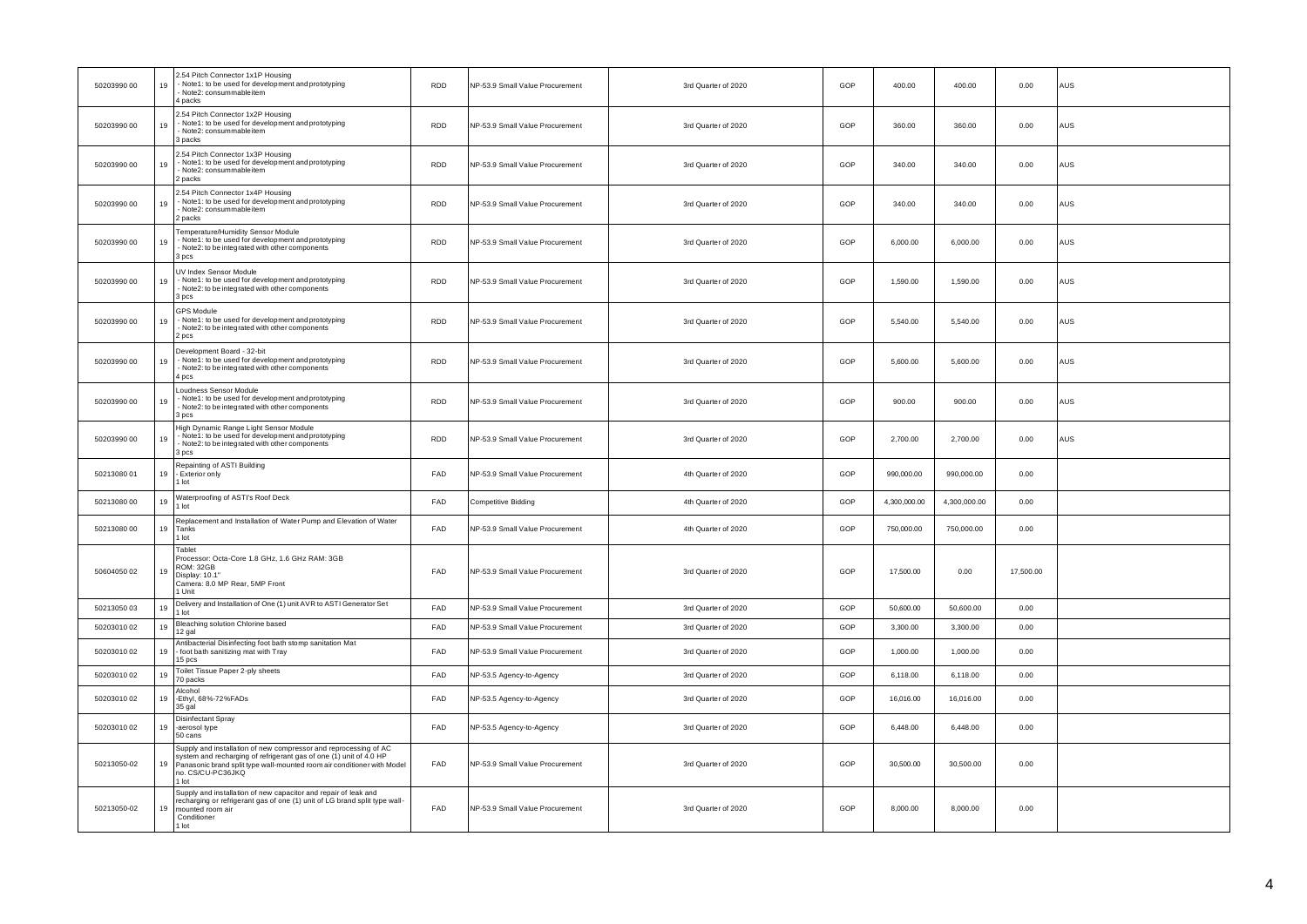| | | | | | | | | | | |
|---|---|---|---|---|---|---|---|---|---|---|
| 50203990 00 | 19 | 2.54 Pitch Connector 1x1P Housing<br>- Note1: to be used for development and prototyping<br>- Note2: consummable item<br>4 packs | RDD | NP-53.9 Small Value Procurement | 3rd Quarter of 2020 | GOP | 400.00 | 400.00 | 0.00 | AUS |
| 50203990 00 | 19 | 2.54 Pitch Connector 1x2P Housing<br>- Note1: to be used for development and prototyping<br>- Note2: consummable item<br>3 packs | RDD | NP-53.9 Small Value Procurement | 3rd Quarter of 2020 | GOP | 360.00 | 360.00 | 0.00 | AUS |
| 50203990 00 | 19 | 2.54 Pitch Connector 1x3P Housing<br>- Note1: to be used for development and prototyping<br>- Note2: consummable item<br>2 packs | RDD | NP-53.9 Small Value Procurement | 3rd Quarter of 2020 | GOP | 340.00 | 340.00 | 0.00 | AUS |
| 50203990 00 | 19 | 2.54 Pitch Connector 1x4P Housing<br>- Note1: to be used for development and prototyping<br>- Note2: consummable item<br>2 packs | RDD | NP-53.9 Small Value Procurement | 3rd Quarter of 2020 | GOP | 340.00 | 340.00 | 0.00 | AUS |
| 50203990 00 | 19 | Temperature/Humidity Sensor Module<br>- Note1: to be used for development and prototyping<br>- Note2: to be integrated with other components<br>3 pcs | RDD | NP-53.9 Small Value Procurement | 3rd Quarter of 2020 | GOP | 6,000.00 | 6,000.00 | 0.00 | AUS |
| 50203990 00 | 19 | UV Index Sensor Module<br>- Note1: to be used for development and prototyping<br>- Note2: to be integrated with other components<br>3 pcs | RDD | NP-53.9 Small Value Procurement | 3rd Quarter of 2020 | GOP | 1,590.00 | 1,590.00 | 0.00 | AUS |
| 50203990 00 | 19 | GPS Module<br>- Note1: to be used for development and prototyping<br>- Note2: to be integrated with other components<br>2 pcs | RDD | NP-53.9 Small Value Procurement | 3rd Quarter of 2020 | GOP | 5,540.00 | 5,540.00 | 0.00 | AUS |
| 50203990 00 | 19 | Development Board - 32-bit<br>- Note1: to be used for development and prototyping<br>- Note2: to be integrated with other components<br>4 pcs | RDD | NP-53.9 Small Value Procurement | 3rd Quarter of 2020 | GOP | 5,600.00 | 5,600.00 | 0.00 | AUS |
| 50203990 00 | 19 | Loudness Sensor Module<br>- Note1: to be used for development and prototyping<br>- Note2: to be integrated with other components<br>3 pcs | RDD | NP-53.9 Small Value Procurement | 3rd Quarter of 2020 | GOP | 900.00 | 900.00 | 0.00 | AUS |
| 50203990 00 | 19 | High Dynamic Range Light Sensor Module<br>- Note1: to be used for development and prototyping<br>- Note2: to be integrated with other components<br>3 pcs | RDD | NP-53.9 Small Value Procurement | 3rd Quarter of 2020 | GOP | 2,700.00 | 2,700.00 | 0.00 | AUS |
| 50213080 01 | 19 | Repainting of ASTI Building<br>- Exterior only<br>1 lot | FAD | NP-53.9 Small Value Procurement | 4th Quarter of 2020 | GOP | 990,000.00 | 990,000.00 | 0.00 | |
| 50213080 00 | 19 | Waterproofing of ASTI's Roof Deck<br>1 lot | FAD | Competitive Bidding | 4th Quarter of 2020 | GOP | 4,300,000.00 | 4,300,000.00 | 0.00 | |
| 50213080 00 | 19 | Replacement and Installation of Water Pump and Elevation of Water Tanks<br>1 lot | FAD | NP-53.9 Small Value Procurement | 4th Quarter of 2020 | GOP | 750,000.00 | 750,000.00 | 0.00 | |
| 50604050 02 | 19 | Tablet<br>Processor: Octa-Core 1.8 GHz, 1.6 GHz RAM: 3GB<br>ROM: 32GB<br>Display: 10.1"<br>Camera: 8.0 MP Rear, 5MP Front<br>1 Unit | FAD | NP-53.9 Small Value Procurement | 3rd Quarter of 2020 | GOP | 17,500.00 | 0.00 | 17,500.00 | |
| 50213050 03 | 19 | Delivery and Installation of One (1) unit AVR to ASTI Generator Set<br>1 lot | FAD | NP-53.9 Small Value Procurement | 3rd Quarter of 2020 | GOP | 50,600.00 | 50,600.00 | 0.00 | |
| 50203010 02 | 19 | Bleaching solution Chlorine based<br>12 gal | FAD | NP-53.9 Small Value Procurement | 3rd Quarter of 2020 | GOP | 3,300.00 | 3,300.00 | 0.00 | |
| 50203010 02 | 19 | Antibacterial Disinfecting foot bath stomp sanitation Mat<br>- foot bath sanitizing mat with Tray<br>15 pcs | FAD | NP-53.9 Small Value Procurement | 3rd Quarter of 2020 | GOP | 1,000.00 | 1,000.00 | 0.00 | |
| 50203010 02 | 19 | Toilet Tissue Paper 2-ply sheets<br>70 packs | FAD | NP-53.5 Agency-to-Agency | 3rd Quarter of 2020 | GOP | 6,118.00 | 6,118.00 | 0.00 | |
| 50203010 02 | 19 | Alcohol<br>-Ethyl, 68%-72%FADs<br>35 gal | FAD | NP-53.5 Agency-to-Agency | 3rd Quarter of 2020 | GOP | 16,016.00 | 16,016.00 | 0.00 | |
| 50203010 02 | 19 | Disinfectant Spray<br>-aerosol type<br>50 cans | FAD | NP-53.5 Agency-to-Agency | 3rd Quarter of 2020 | GOP | 6,448.00 | 6,448.00 | 0.00 | |
| 50213050-02 | 19 | Supply and installation of new compressor and reprocessing of AC system and recharging of refrigerant gas of one (1) unit of 4.0 HP Panasonic brand split type wall-mounted room air conditioner with Model no. CS/CU-PC36JKQ<br>1 lot | FAD | NP-53.9 Small Value Procurement | 3rd Quarter of 2020 | GOP | 30,500.00 | 30,500.00 | 0.00 | |
| 50213050-02 | 19 | Supply and installation of new capacitor and repair of leak and recharging or refrigerant gas of one (1) unit of LG brand split type wall-mounted room air<br>Conditioner<br>1 lot | FAD | NP-53.9 Small Value Procurement | 3rd Quarter of 2020 | GOP | 8,000.00 | 8,000.00 | 0.00 | |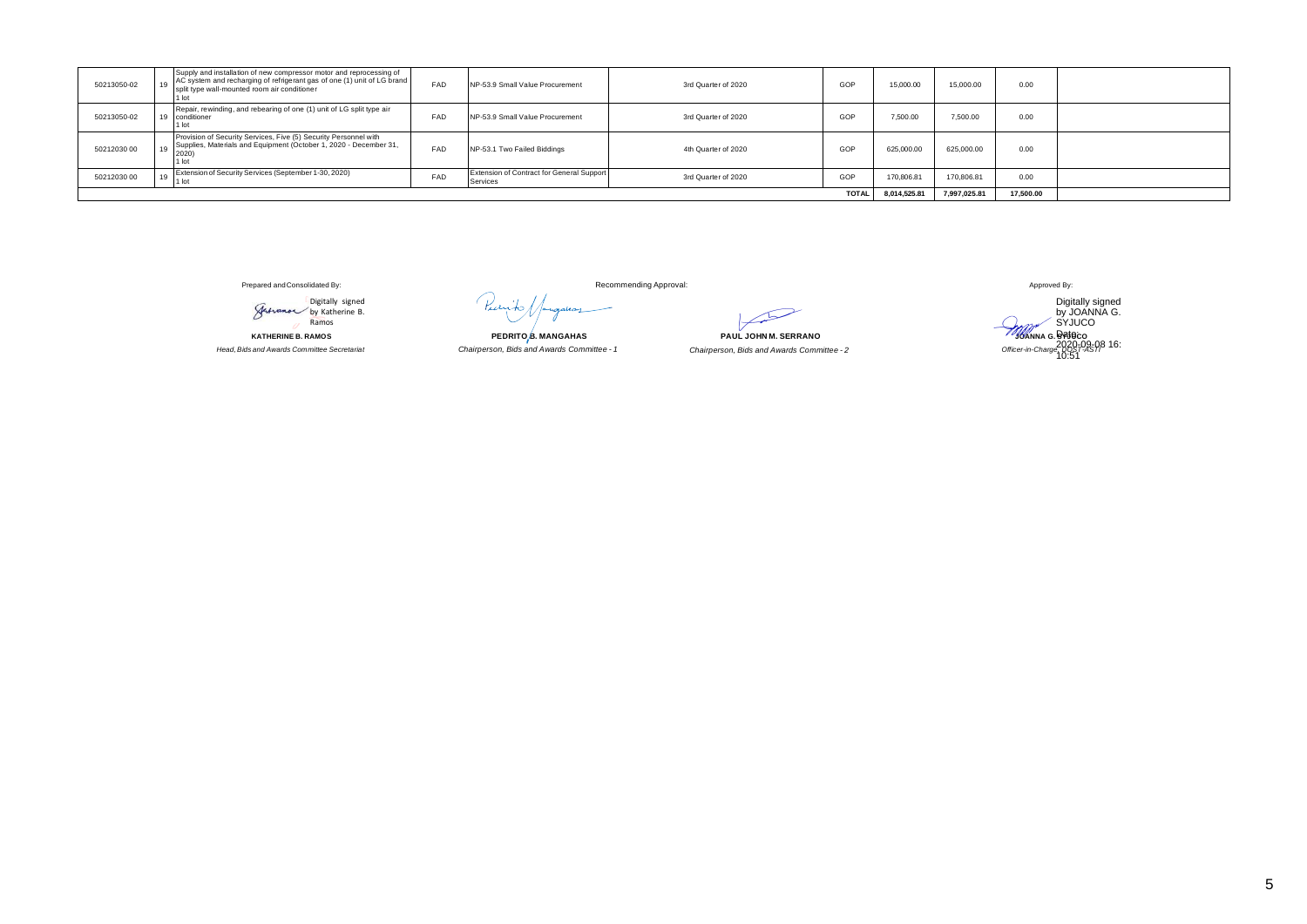| | | | | | | | | | | |
|---|---|---|---|---|---|---|---|---|---|---|
| 50213050-02 | 19 | Supply and installation of new compressor motor and reprocessing of AC system and recharging of refrigerant gas of one (1) unit of LG brand split type wall-mounted room air conditioner<br>1 lot | FAD | NP-53.9 Small Value Procurement | 3rd Quarter of 2020 | GOP | 15,000.00 | 15,000.00 | 0.00 | |
| 50213050-02 | 19 | Repair, rewinding, and rebearing of one (1) unit of LG split type air conditioner<br>1 lot | FAD | NP-53.9 Small Value Procurement | 3rd Quarter of 2020 | GOP | 7,500.00 | 7,500.00 | 0.00 | |
| 50212030 00 | 19 | Provision of Security Services, Five (5) Security Personnel with Supplies, Materials and Equipment (October 1, 2020 - December 31, 2020)<br>1 lot | FAD | NP-53.1 Two Failed Biddings | 4th Quarter of 2020 | GOP | 625,000.00 | 625,000.00 | 0.00 | |
| 50212030 00 | 19 | Extension of Security Services (September 1-30, 2020)<br>1 lot | FAD | Extension of Contract for General Support Services | 3rd Quarter of 2020 | GOP | 170,806.81 | 170,806.81 | 0.00 | |
| | | | | | | TOTAL | 8,014,525.81 | 7,997,025.81 | 17,500.00 | |

Prepared and Consolidated By:

Digitally signed by Katherine B. Ramos

**KATHERINE B. RAMOS**
*Head, Bids and Awards Committee Secretariat*

Recommending Approval:

**PEDRITO B. MANGAHAS**
*Chairperson, Bids and Awards Committee - 1*

**PAUL JOHN M. SERRANO**
*Chairperson, Bids and Awards Committee - 2*

Approved By:

Digitally signed by JOANNA G. SYJUCO
Date: 2020.09.08 16:10:51

**JOANNA G. SYJUCO**
*Officer-in-Charge, DOST-ASTI*